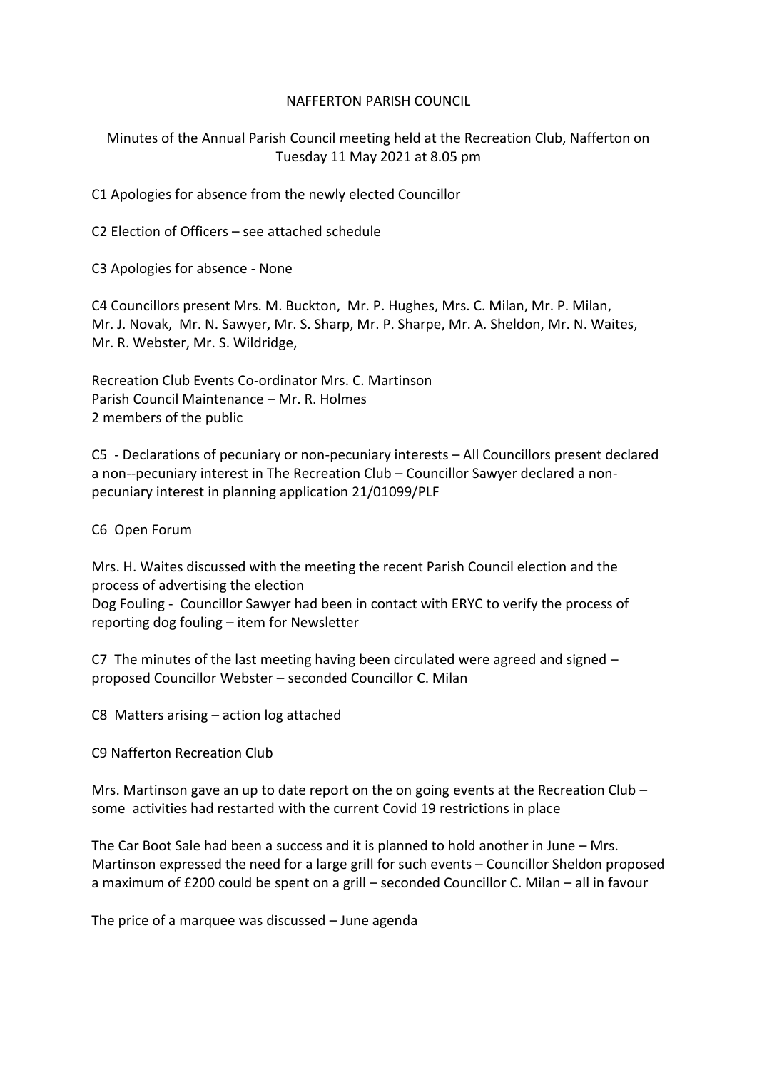NAFFERTON PARISH COUNCIL

Minutes of the Annual Parish Council meeting held at the Recreation Club, Nafferton on Tuesday 11 May 2021 at 8.05 pm

C1 Apologies for absence from the newly elected Councillor

C2 Election of Officers – see attached schedule

C3 Apologies for absence - None

C4 Councillors present Mrs. M. Buckton, Mr. P. Hughes, Mrs. C. Milan, Mr. P. Milan, Mr. J. Novak, Mr. N. Sawyer, Mr. S. Sharp, Mr. P. Sharpe, Mr. A. Sheldon, Mr. N. Waites, Mr. R. Webster, Mr. S. Wildridge,

Recreation Club Events Co-ordinator Mrs. C. Martinson
Parish Council Maintenance – Mr. R. Holmes
2 members of the public

C5 - Declarations of pecuniary or non-pecuniary interests – All Councillors present declared a non--pecuniary interest in The Recreation Club – Councillor Sawyer declared a non-pecuniary interest in planning application 21/01099/PLF

C6 Open Forum

Mrs. H. Waites discussed with the meeting the recent Parish Council election and the process of advertising the election
Dog Fouling - Councillor Sawyer had been in contact with ERYC to verify the process of reporting dog fouling – item for Newsletter

C7 The minutes of the last meeting having been circulated were agreed and signed – proposed Councillor Webster – seconded Councillor C. Milan

C8 Matters arising – action log attached

C9 Nafferton Recreation Club

Mrs. Martinson gave an up to date report on the on going events at the Recreation Club – some activities had restarted with the current Covid 19 restrictions in place

The Car Boot Sale had been a success and it is planned to hold another in June – Mrs. Martinson expressed the need for a large grill for such events – Councillor Sheldon proposed a maximum of £200 could be spent on a grill – seconded Councillor C. Milan – all in favour

The price of a marquee was discussed – June agenda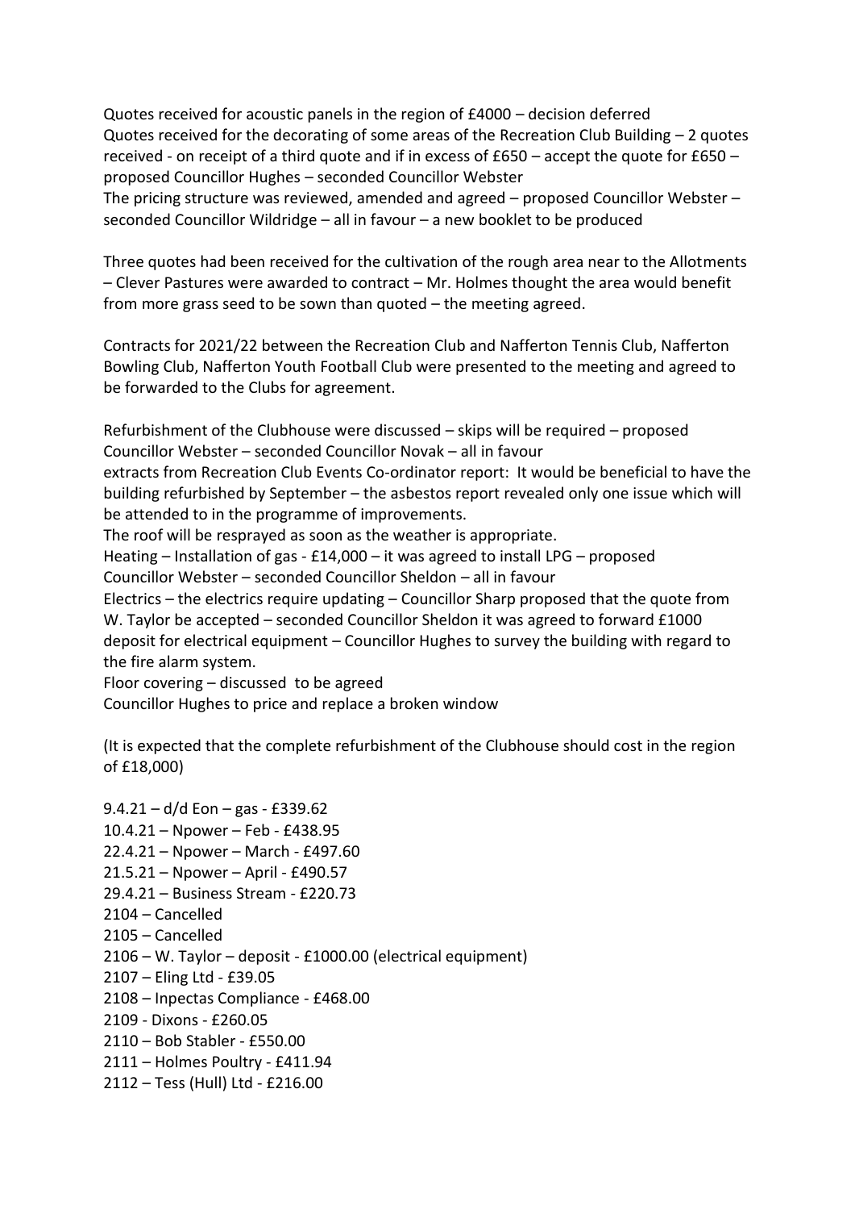Quotes received for acoustic panels in the region of £4000 – decision deferred
Quotes received for the decorating of some areas of the Recreation Club Building – 2 quotes received - on receipt of a third quote and if in excess of £650 – accept the quote for £650 – proposed Councillor Hughes – seconded Councillor Webster
The pricing structure was reviewed, amended and agreed – proposed Councillor Webster – seconded Councillor Wildridge – all in favour – a new booklet to be produced

Three quotes had been received for the cultivation of the rough area near to the Allotments – Clever Pastures were awarded to contract – Mr. Holmes thought the area would benefit from more grass seed to be sown than quoted – the meeting agreed.

Contracts for 2021/22 between the Recreation Club and Nafferton Tennis Club, Nafferton Bowling Club, Nafferton Youth Football Club were presented to the meeting and agreed to be forwarded to the Clubs for agreement.

Refurbishment of the Clubhouse were discussed – skips will be required – proposed Councillor Webster – seconded Councillor Novak – all in favour
extracts from Recreation Club Events Co-ordinator report: It would be beneficial to have the building refurbished by September – the asbestos report revealed only one issue which will be attended to in the programme of improvements.
The roof will be resprayed as soon as the weather is appropriate.
Heating – Installation of gas - £14,000 – it was agreed to install LPG – proposed Councillor Webster – seconded Councillor Sheldon – all in favour
Electrics – the electrics require updating – Councillor Sharp proposed that the quote from W. Taylor be accepted – seconded Councillor Sheldon it was agreed to forward £1000 deposit for electrical equipment – Councillor Hughes to survey the building with regard to the fire alarm system.
Floor covering – discussed to be agreed
Councillor Hughes to price and replace a broken window

(It is expected that the complete refurbishment of the Clubhouse should cost in the region of £18,000)

9.4.21 – d/d Eon – gas - £339.62
10.4.21 – Npower – Feb - £438.95
22.4.21 – Npower – March - £497.60
21.5.21 – Npower – April - £490.57
29.4.21 – Business Stream - £220.73
2104 – Cancelled
2105 – Cancelled
2106 – W. Taylor – deposit - £1000.00 (electrical equipment)
2107 – Eling Ltd - £39.05
2108 – Inpectas Compliance - £468.00
2109 - Dixons - £260.05
2110 – Bob Stabler - £550.00
2111 – Holmes Poultry - £411.94
2112 – Tess (Hull) Ltd - £216.00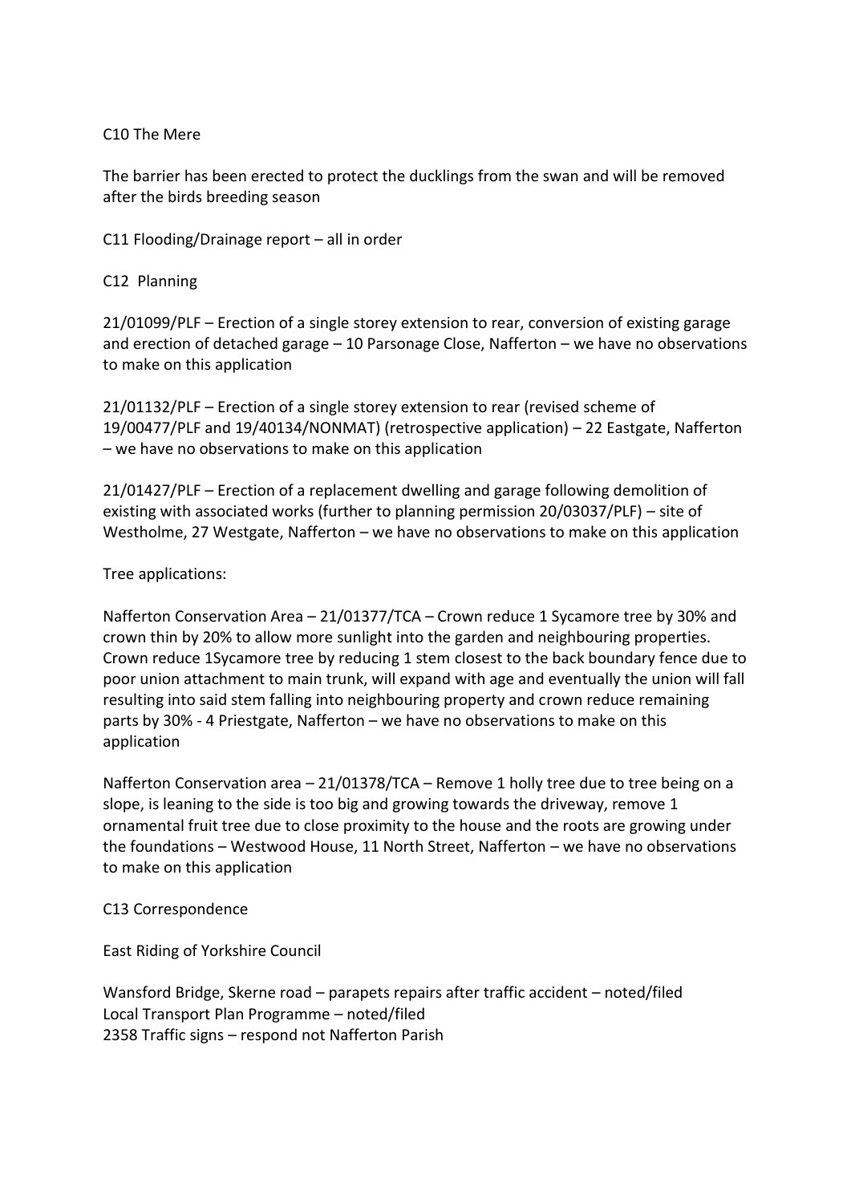C10 The Mere

The barrier has been erected to protect the ducklings from the swan and will be removed after the birds breeding season

C11 Flooding/Drainage report – all in order

C12 Planning

21/01099/PLF – Erection of a single storey extension to rear, conversion of existing garage and erection of detached garage – 10 Parsonage Close, Nafferton – we have no observations to make on this application

21/01132/PLF – Erection of a single storey extension to rear (revised scheme of 19/00477/PLF and 19/40134/NONMAT) (retrospective application) – 22 Eastgate, Nafferton – we have no observations to make on this application

21/01427/PLF – Erection of a replacement dwelling and garage following demolition of existing with associated works (further to planning permission 20/03037/PLF) – site of Westholme, 27 Westgate, Nafferton – we have no observations to make on this application

Tree applications:

Nafferton Conservation Area – 21/01377/TCA – Crown reduce 1 Sycamore tree by 30% and crown thin by 20% to allow more sunlight into the garden and neighbouring properties. Crown reduce 1Sycamore tree by reducing 1 stem closest to the back boundary fence due to poor union attachment to main trunk, will expand with age and eventually the union will fall resulting into said stem falling into neighbouring property and crown reduce remaining parts by 30% - 4 Priestgate, Nafferton – we have no observations to make on this application

Nafferton Conservation area – 21/01378/TCA – Remove 1 holly tree due to tree being on a slope, is leaning to the side is too big and growing towards the driveway, remove 1 ornamental fruit tree due to close proximity to the house and the roots are growing under the foundations – Westwood House, 11 North Street, Nafferton – we have no observations to make on this application

C13 Correspondence

East Riding of Yorkshire Council

Wansford Bridge, Skerne road – parapets repairs after traffic accident – noted/filed
Local Transport Plan Programme – noted/filed
2358 Traffic signs – respond not Nafferton Parish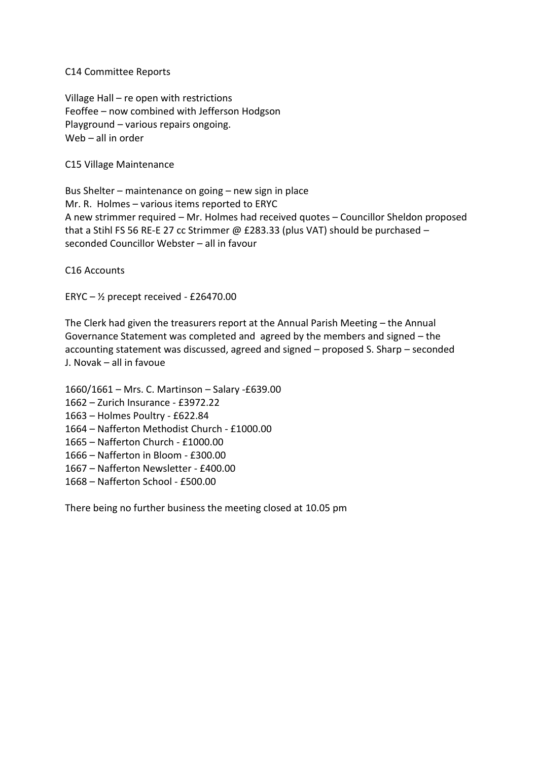C14 Committee Reports

Village Hall – re open with restrictions
Feoffee – now combined with Jefferson Hodgson
Playground – various repairs ongoing.
Web – all in order

C15 Village Maintenance

Bus Shelter – maintenance on going – new sign in place
Mr. R. Holmes – various items reported to ERYC
A new strimmer required – Mr. Holmes had received quotes – Councillor Sheldon proposed that a Stihl FS 56 RE-E 27 cc Strimmer @ £283.33 (plus VAT) should be purchased – seconded Councillor Webster – all in favour

C16 Accounts

ERYC – ½ precept received - £26470.00

The Clerk had given the treasurers report at the Annual Parish Meeting – the Annual Governance Statement was completed and agreed by the members and signed – the accounting statement was discussed, agreed and signed – proposed S. Sharp – seconded J. Novak – all in favoue

1660/1661 – Mrs. C. Martinson – Salary -£639.00
1662 – Zurich Insurance - £3972.22
1663 – Holmes Poultry - £622.84
1664 – Nafferton Methodist Church - £1000.00
1665 – Nafferton Church - £1000.00
1666 – Nafferton in Bloom - £300.00
1667 – Nafferton Newsletter - £400.00
1668 – Nafferton School - £500.00

There being no further business the meeting closed at 10.05 pm